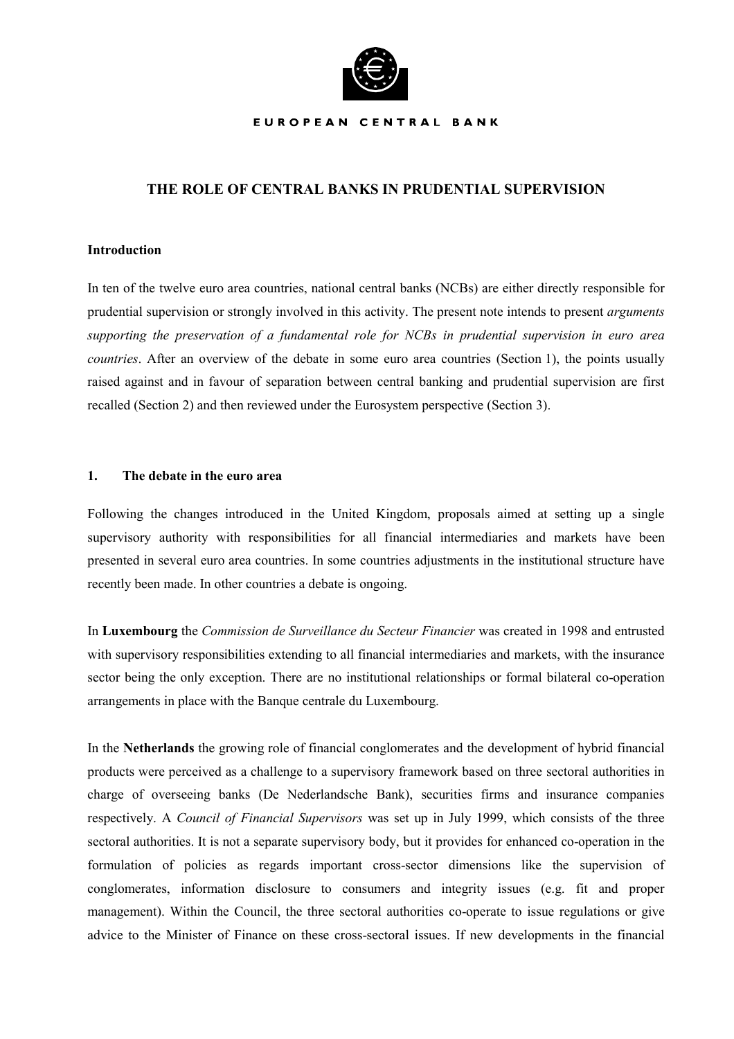EUROPEAN CENTRAL BANK

# THE ROLE OF CENTRAL BANKS IN PRUDENTIAL SUPERVISION

**Introduction**

In ten of the twelve euro area countries, national central banks (NCBs) are either directly responsible for prudential supervision or strongly involved in this activity. The present note intends to present *arguments supporting the preservation of a fundamental role for NCBs in prudential supervision in euro area countries*. After an overview of the debate in some euro area countries (Section 1), the points usually raised against and in favour of separation between central banking and prudential supervision are first recalled (Section 2) and then reviewed under the Eurosystem perspective (Section 3).

## 1. The debate in the euro area

Following the changes introduced in the United Kingdom, proposals aimed at setting up a single supervisory authority with responsibilities for all financial intermediaries and markets have been presented in several euro area countries. In some countries adjustments in the institutional structure have recently been made. In other countries a debate is ongoing.

In **Luxembourg** the *Commission de Surveillance du Secteur Financier* was created in 1998 and entrusted with supervisory responsibilities extending to all financial intermediaries and markets, with the insurance sector being the only exception. There are no institutional relationships or formal bilateral co-operation arrangements in place with the Banque centrale du Luxembourg.

In the **Netherlands** the growing role of financial conglomerates and the development of hybrid financial products were perceived as a challenge to a supervisory framework based on three sectoral authorities in charge of overseeing banks (De Nederlandsche Bank), securities firms and insurance companies respectively. A *Council of Financial Supervisors* was set up in July 1999, which consists of the three sectoral authorities. It is not a separate supervisory body, but it provides for enhanced co-operation in the formulation of policies as regards important cross-sector dimensions like the supervision of conglomerates, information disclosure to consumers and integrity issues (e.g. fit and proper management). Within the Council, the three sectoral authorities co-operate to issue regulations or give advice to the Minister of Finance on these cross-sectoral issues. If new developments in the financial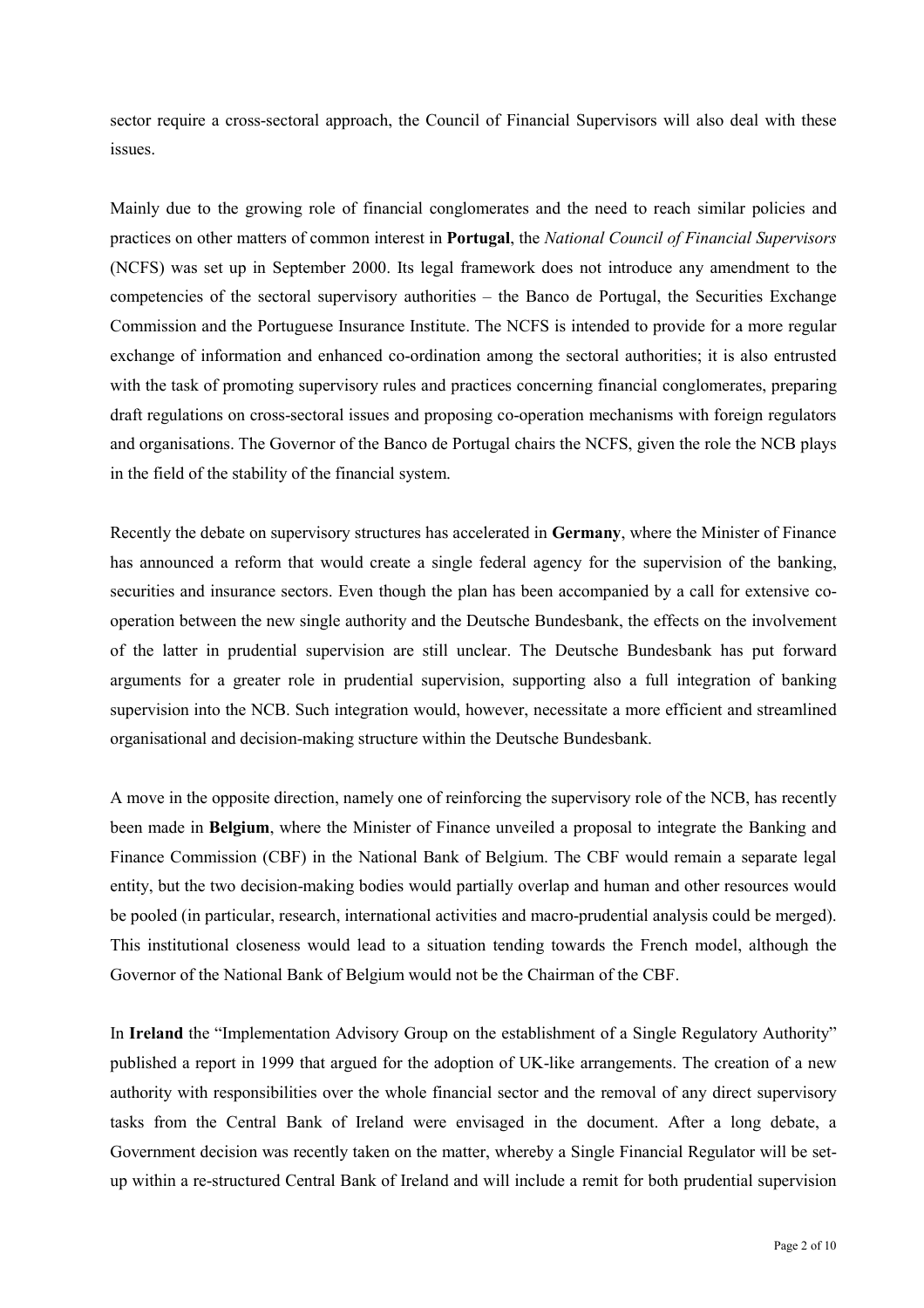sector require a cross-sectoral approach, the Council of Financial Supervisors will also deal with these issues.

Mainly due to the growing role of financial conglomerates and the need to reach similar policies and practices on other matters of common interest in **Portugal**, the *National Council of Financial Supervisors* (NCFS) was set up in September 2000. Its legal framework does not introduce any amendment to the competencies of the sectoral supervisory authorities – the Banco de Portugal, the Securities Exchange Commission and the Portuguese Insurance Institute. The NCFS is intended to provide for a more regular exchange of information and enhanced co-ordination among the sectoral authorities; it is also entrusted with the task of promoting supervisory rules and practices concerning financial conglomerates, preparing draft regulations on cross-sectoral issues and proposing co-operation mechanisms with foreign regulators and organisations. The Governor of the Banco de Portugal chairs the NCFS, given the role the NCB plays in the field of the stability of the financial system.

Recently the debate on supervisory structures has accelerated in **Germany**, where the Minister of Finance has announced a reform that would create a single federal agency for the supervision of the banking, securities and insurance sectors. Even though the plan has been accompanied by a call for extensive co-operation between the new single authority and the Deutsche Bundesbank, the effects on the involvement of the latter in prudential supervision are still unclear. The Deutsche Bundesbank has put forward arguments for a greater role in prudential supervision, supporting also a full integration of banking supervision into the NCB. Such integration would, however, necessitate a more efficient and streamlined organisational and decision-making structure within the Deutsche Bundesbank.

A move in the opposite direction, namely one of reinforcing the supervisory role of the NCB, has recently been made in **Belgium**, where the Minister of Finance unveiled a proposal to integrate the Banking and Finance Commission (CBF) in the National Bank of Belgium. The CBF would remain a separate legal entity, but the two decision-making bodies would partially overlap and human and other resources would be pooled (in particular, research, international activities and macro-prudential analysis could be merged). This institutional closeness would lead to a situation tending towards the French model, although the Governor of the National Bank of Belgium would not be the Chairman of the CBF.

In **Ireland** the "Implementation Advisory Group on the establishment of a Single Regulatory Authority" published a report in 1999 that argued for the adoption of UK-like arrangements. The creation of a new authority with responsibilities over the whole financial sector and the removal of any direct supervisory tasks from the Central Bank of Ireland were envisaged in the document. After a long debate, a Government decision was recently taken on the matter, whereby a Single Financial Regulator will be set-up within a re-structured Central Bank of Ireland and will include a remit for both prudential supervision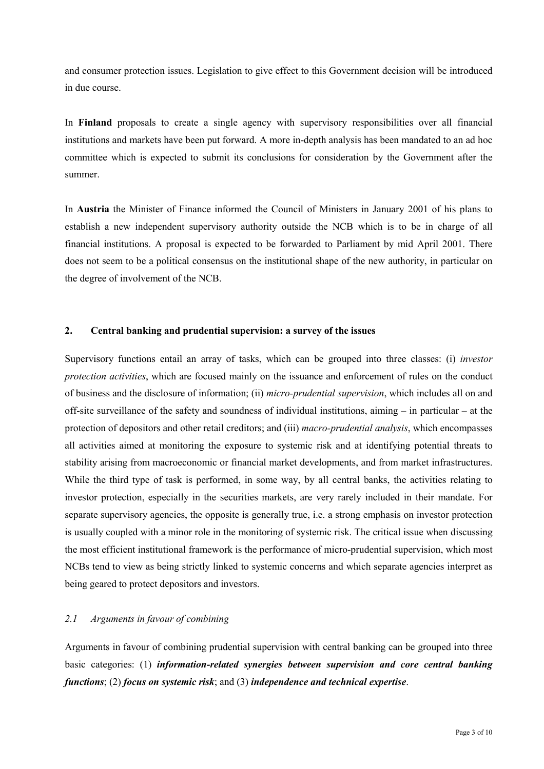and consumer protection issues. Legislation to give effect to this Government decision will be introduced in due course.

In **Finland** proposals to create a single agency with supervisory responsibilities over all financial institutions and markets have been put forward. A more in-depth analysis has been mandated to an ad hoc committee which is expected to submit its conclusions for consideration by the Government after the summer.

In **Austria** the Minister of Finance informed the Council of Ministers in January 2001 of his plans to establish a new independent supervisory authority outside the NCB which is to be in charge of all financial institutions. A proposal is expected to be forwarded to Parliament by mid April 2001. There does not seem to be a political consensus on the institutional shape of the new authority, in particular on the degree of involvement of the NCB.

## 2. Central banking and prudential supervision: a survey of the issues

Supervisory functions entail an array of tasks, which can be grouped into three classes: (i) *investor protection activities*, which are focused mainly on the issuance and enforcement of rules on the conduct of business and the disclosure of information; (ii) *micro-prudential supervision*, which includes all on and off-site surveillance of the safety and soundness of individual institutions, aiming – in particular – at the protection of depositors and other retail creditors; and (iii) *macro-prudential analysis*, which encompasses all activities aimed at monitoring the exposure to systemic risk and at identifying potential threats to stability arising from macroeconomic or financial market developments, and from market infrastructures. While the third type of task is performed, in some way, by all central banks, the activities relating to investor protection, especially in the securities markets, are very rarely included in their mandate. For separate supervisory agencies, the opposite is generally true, i.e. a strong emphasis on investor protection is usually coupled with a minor role in the monitoring of systemic risk. The critical issue when discussing the most efficient institutional framework is the performance of micro-prudential supervision, which most NCBs tend to view as being strictly linked to systemic concerns and which separate agencies interpret as being geared to protect depositors and investors.

### *2.1 Arguments in favour of combining*

Arguments in favour of combining prudential supervision with central banking can be grouped into three basic categories: (1) ***information-related synergies between supervision and core central banking functions***; (2) ***focus on systemic risk***; and (3) ***independence and technical expertise***.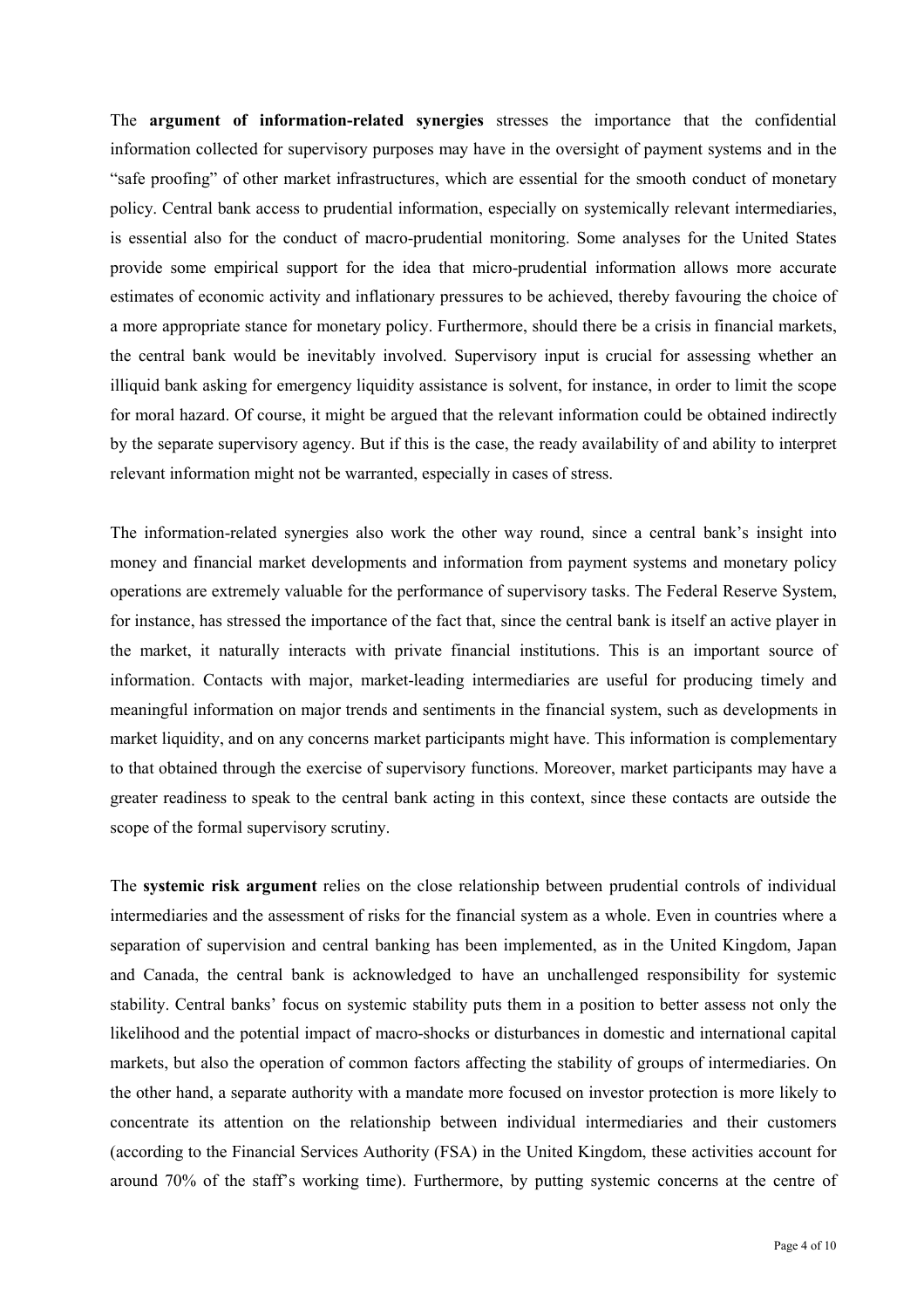The **argument of information-related synergies** stresses the importance that the confidential information collected for supervisory purposes may have in the oversight of payment systems and in the "safe proofing" of other market infrastructures, which are essential for the smooth conduct of monetary policy. Central bank access to prudential information, especially on systemically relevant intermediaries, is essential also for the conduct of macro-prudential monitoring. Some analyses for the United States provide some empirical support for the idea that micro-prudential information allows more accurate estimates of economic activity and inflationary pressures to be achieved, thereby favouring the choice of a more appropriate stance for monetary policy. Furthermore, should there be a crisis in financial markets, the central bank would be inevitably involved. Supervisory input is crucial for assessing whether an illiquid bank asking for emergency liquidity assistance is solvent, for instance, in order to limit the scope for moral hazard. Of course, it might be argued that the relevant information could be obtained indirectly by the separate supervisory agency. But if this is the case, the ready availability of and ability to interpret relevant information might not be warranted, especially in cases of stress.

The information-related synergies also work the other way round, since a central bank's insight into money and financial market developments and information from payment systems and monetary policy operations are extremely valuable for the performance of supervisory tasks. The Federal Reserve System, for instance, has stressed the importance of the fact that, since the central bank is itself an active player in the market, it naturally interacts with private financial institutions. This is an important source of information. Contacts with major, market-leading intermediaries are useful for producing timely and meaningful information on major trends and sentiments in the financial system, such as developments in market liquidity, and on any concerns market participants might have. This information is complementary to that obtained through the exercise of supervisory functions. Moreover, market participants may have a greater readiness to speak to the central bank acting in this context, since these contacts are outside the scope of the formal supervisory scrutiny.

The **systemic risk argument** relies on the close relationship between prudential controls of individual intermediaries and the assessment of risks for the financial system as a whole. Even in countries where a separation of supervision and central banking has been implemented, as in the United Kingdom, Japan and Canada, the central bank is acknowledged to have an unchallenged responsibility for systemic stability. Central banks' focus on systemic stability puts them in a position to better assess not only the likelihood and the potential impact of macro-shocks or disturbances in domestic and international capital markets, but also the operation of common factors affecting the stability of groups of intermediaries. On the other hand, a separate authority with a mandate more focused on investor protection is more likely to concentrate its attention on the relationship between individual intermediaries and their customers (according to the Financial Services Authority (FSA) in the United Kingdom, these activities account for around 70% of the staff's working time). Furthermore, by putting systemic concerns at the centre of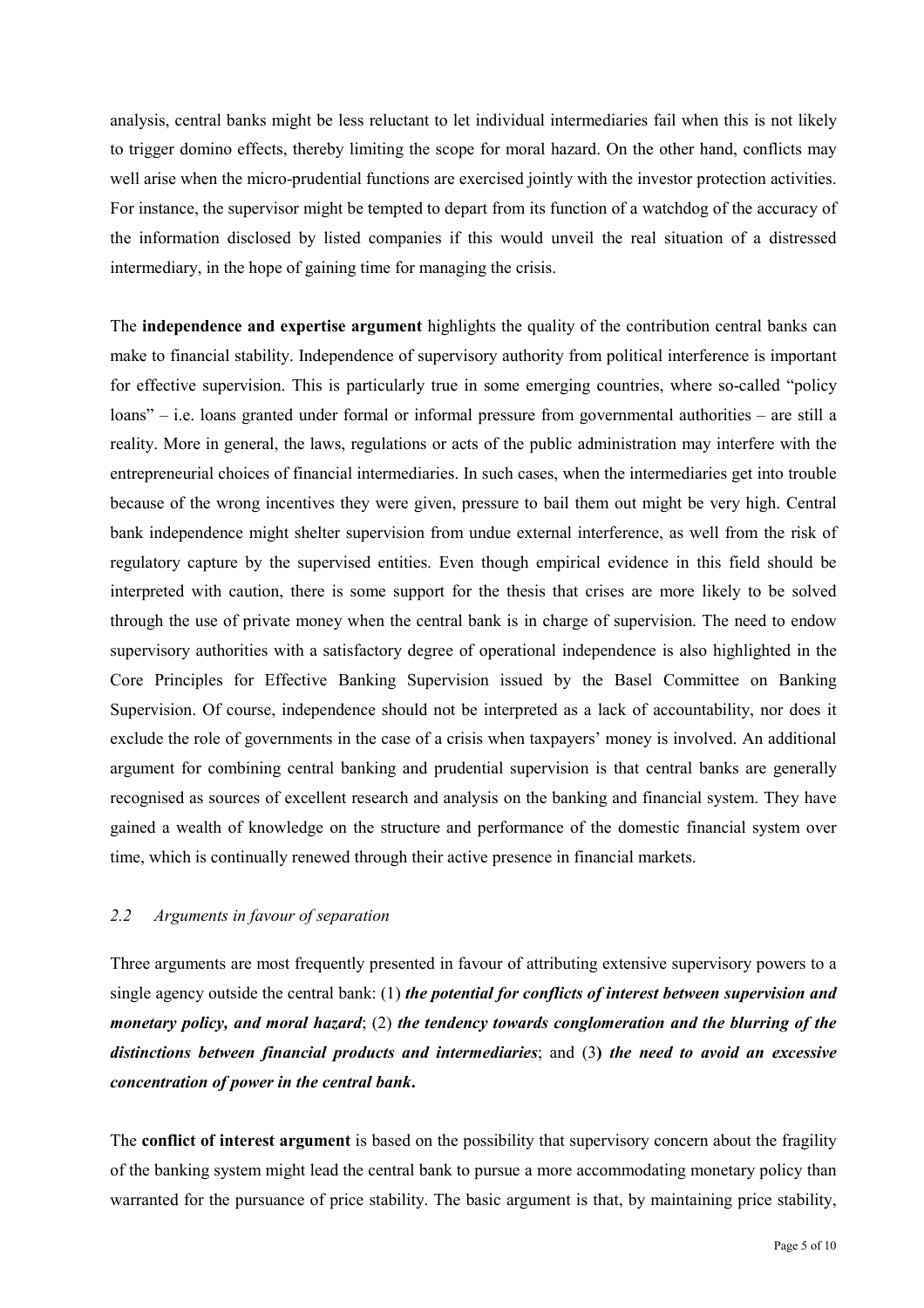analysis, central banks might be less reluctant to let individual intermediaries fail when this is not likely to trigger domino effects, thereby limiting the scope for moral hazard. On the other hand, conflicts may well arise when the micro-prudential functions are exercised jointly with the investor protection activities. For instance, the supervisor might be tempted to depart from its function of a watchdog of the accuracy of the information disclosed by listed companies if this would unveil the real situation of a distressed intermediary, in the hope of gaining time for managing the crisis.

The **independence and expertise argument** highlights the quality of the contribution central banks can make to financial stability. Independence of supervisory authority from political interference is important for effective supervision. This is particularly true in some emerging countries, where so-called "policy loans" – i.e. loans granted under formal or informal pressure from governmental authorities – are still a reality. More in general, the laws, regulations or acts of the public administration may interfere with the entrepreneurial choices of financial intermediaries. In such cases, when the intermediaries get into trouble because of the wrong incentives they were given, pressure to bail them out might be very high. Central bank independence might shelter supervision from undue external interference, as well from the risk of regulatory capture by the supervised entities. Even though empirical evidence in this field should be interpreted with caution, there is some support for the thesis that crises are more likely to be solved through the use of private money when the central bank is in charge of supervision. The need to endow supervisory authorities with a satisfactory degree of operational independence is also highlighted in the Core Principles for Effective Banking Supervision issued by the Basel Committee on Banking Supervision. Of course, independence should not be interpreted as a lack of accountability, nor does it exclude the role of governments in the case of a crisis when taxpayers' money is involved. An additional argument for combining central banking and prudential supervision is that central banks are generally recognised as sources of excellent research and analysis on the banking and financial system. They have gained a wealth of knowledge on the structure and performance of the domestic financial system over time, which is continually renewed through their active presence in financial markets.

### *2.2 Arguments in favour of separation*

Three arguments are most frequently presented in favour of attributing extensive supervisory powers to a single agency outside the central bank: (1) ***the potential for conflicts of interest between supervision and monetary policy, and moral hazard***; (2) ***the tendency towards conglomeration and the blurring of the distinctions between financial products and intermediaries***; and (3) ***the need to avoid an excessive concentration of power in the central bank***.

The **conflict of interest argument** is based on the possibility that supervisory concern about the fragility of the banking system might lead the central bank to pursue a more accommodating monetary policy than warranted for the pursuance of price stability. The basic argument is that, by maintaining price stability,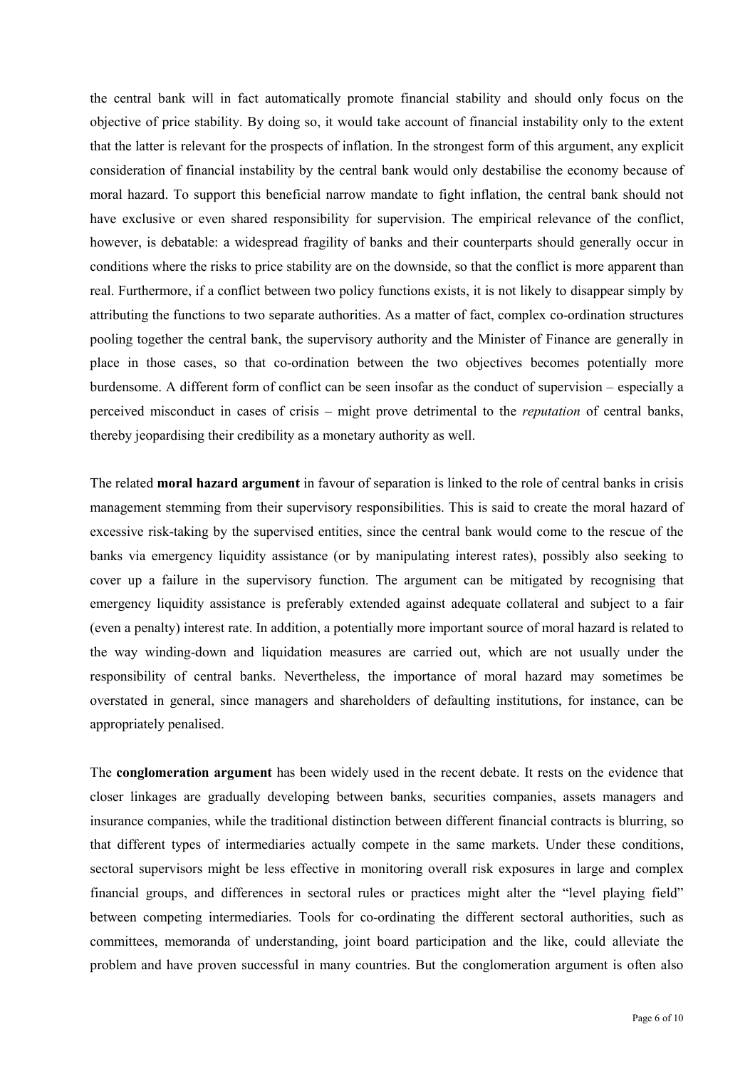the central bank will in fact automatically promote financial stability and should only focus on the objective of price stability. By doing so, it would take account of financial instability only to the extent that the latter is relevant for the prospects of inflation. In the strongest form of this argument, any explicit consideration of financial instability by the central bank would only destabilise the economy because of moral hazard. To support this beneficial narrow mandate to fight inflation, the central bank should not have exclusive or even shared responsibility for supervision. The empirical relevance of the conflict, however, is debatable: a widespread fragility of banks and their counterparts should generally occur in conditions where the risks to price stability are on the downside, so that the conflict is more apparent than real. Furthermore, if a conflict between two policy functions exists, it is not likely to disappear simply by attributing the functions to two separate authorities. As a matter of fact, complex co-ordination structures pooling together the central bank, the supervisory authority and the Minister of Finance are generally in place in those cases, so that co-ordination between the two objectives becomes potentially more burdensome. A different form of conflict can be seen insofar as the conduct of supervision – especially a perceived misconduct in cases of crisis – might prove detrimental to the *reputation* of central banks, thereby jeopardising their credibility as a monetary authority as well.

The related **moral hazard argument** in favour of separation is linked to the role of central banks in crisis management stemming from their supervisory responsibilities. This is said to create the moral hazard of excessive risk-taking by the supervised entities, since the central bank would come to the rescue of the banks via emergency liquidity assistance (or by manipulating interest rates), possibly also seeking to cover up a failure in the supervisory function. The argument can be mitigated by recognising that emergency liquidity assistance is preferably extended against adequate collateral and subject to a fair (even a penalty) interest rate. In addition, a potentially more important source of moral hazard is related to the way winding-down and liquidation measures are carried out, which are not usually under the responsibility of central banks. Nevertheless, the importance of moral hazard may sometimes be overstated in general, since managers and shareholders of defaulting institutions, for instance, can be appropriately penalised.

The **conglomeration argument** has been widely used in the recent debate. It rests on the evidence that closer linkages are gradually developing between banks, securities companies, assets managers and insurance companies, while the traditional distinction between different financial contracts is blurring, so that different types of intermediaries actually compete in the same markets. Under these conditions, sectoral supervisors might be less effective in monitoring overall risk exposures in large and complex financial groups, and differences in sectoral rules or practices might alter the "level playing field" between competing intermediaries. Tools for co-ordinating the different sectoral authorities, such as committees, memoranda of understanding, joint board participation and the like, could alleviate the problem and have proven successful in many countries. But the conglomeration argument is often also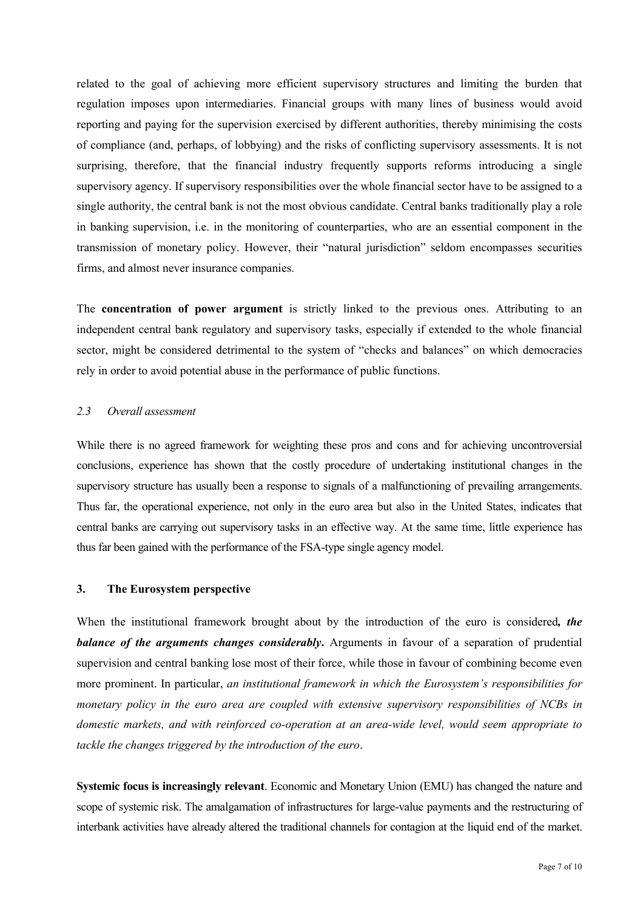related to the goal of achieving more efficient supervisory structures and limiting the burden that regulation imposes upon intermediaries. Financial groups with many lines of business would avoid reporting and paying for the supervision exercised by different authorities, thereby minimising the costs of compliance (and, perhaps, of lobbying) and the risks of conflicting supervisory assessments. It is not surprising, therefore, that the financial industry frequently supports reforms introducing a single supervisory agency. If supervisory responsibilities over the whole financial sector have to be assigned to a single authority, the central bank is not the most obvious candidate. Central banks traditionally play a role in banking supervision, i.e. in the monitoring of counterparties, who are an essential component in the transmission of monetary policy. However, their "natural jurisdiction" seldom encompasses securities firms, and almost never insurance companies.

The **concentration of power argument** is strictly linked to the previous ones. Attributing to an independent central bank regulatory and supervisory tasks, especially if extended to the whole financial sector, might be considered detrimental to the system of "checks and balances" on which democracies rely in order to avoid potential abuse in the performance of public functions.

### *2.3 Overall assessment*

While there is no agreed framework for weighting these pros and cons and for achieving uncontroversial conclusions, experience has shown that the costly procedure of undertaking institutional changes in the supervisory structure has usually been a response to signals of a malfunctioning of prevailing arrangements. Thus far, the operational experience, not only in the euro area but also in the United States, indicates that central banks are carrying out supervisory tasks in an effective way. At the same time, little experience has thus far been gained with the performance of the FSA-type single agency model.

## 3. The Eurosystem perspective

When the institutional framework brought about by the introduction of the euro is considered***, the balance of the arguments changes considerably***. Arguments in favour of a separation of prudential supervision and central banking lose most of their force, while those in favour of combining become even more prominent. In particular, *an institutional framework in which the Eurosystem's responsibilities for monetary policy in the euro area are coupled with extensive supervisory responsibilities of NCBs in domestic markets, and with reinforced co-operation at an area-wide level, would seem appropriate to tackle the changes triggered by the introduction of the euro*.

**Systemic focus is increasingly relevant**. Economic and Monetary Union (EMU) has changed the nature and scope of systemic risk. The amalgamation of infrastructures for large-value payments and the restructuring of interbank activities have already altered the traditional channels for contagion at the liquid end of the market.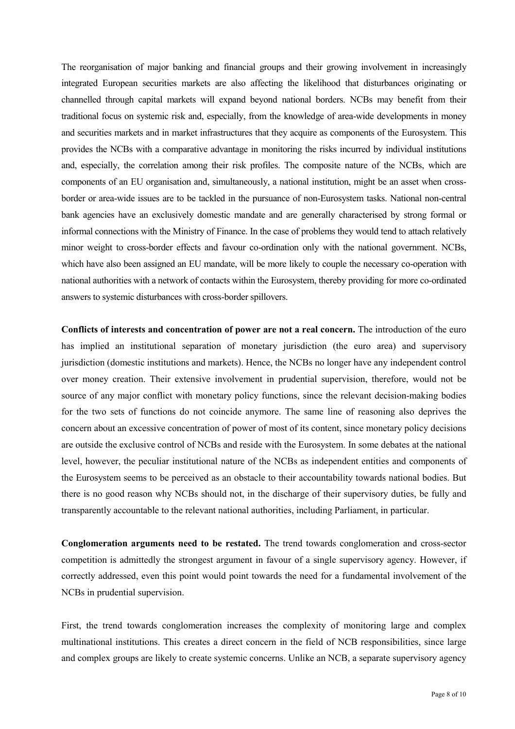The reorganisation of major banking and financial groups and their growing involvement in increasingly integrated European securities markets are also affecting the likelihood that disturbances originating or channelled through capital markets will expand beyond national borders. NCBs may benefit from their traditional focus on systemic risk and, especially, from the knowledge of area-wide developments in money and securities markets and in market infrastructures that they acquire as components of the Eurosystem. This provides the NCBs with a comparative advantage in monitoring the risks incurred by individual institutions and, especially, the correlation among their risk profiles. The composite nature of the NCBs, which are components of an EU organisation and, simultaneously, a national institution, might be an asset when cross-border or area-wide issues are to be tackled in the pursuance of non-Eurosystem tasks. National non-central bank agencies have an exclusively domestic mandate and are generally characterised by strong formal or informal connections with the Ministry of Finance. In the case of problems they would tend to attach relatively minor weight to cross-border effects and favour co-ordination only with the national government. NCBs, which have also been assigned an EU mandate, will be more likely to couple the necessary co-operation with national authorities with a network of contacts within the Eurosystem, thereby providing for more co-ordinated answers to systemic disturbances with cross-border spillovers.

**Conflicts of interests and concentration of power are not a real concern.** The introduction of the euro has implied an institutional separation of monetary jurisdiction (the euro area) and supervisory jurisdiction (domestic institutions and markets). Hence, the NCBs no longer have any independent control over money creation. Their extensive involvement in prudential supervision, therefore, would not be source of any major conflict with monetary policy functions, since the relevant decision-making bodies for the two sets of functions do not coincide anymore. The same line of reasoning also deprives the concern about an excessive concentration of power of most of its content, since monetary policy decisions are outside the exclusive control of NCBs and reside with the Eurosystem. In some debates at the national level, however, the peculiar institutional nature of the NCBs as independent entities and components of the Eurosystem seems to be perceived as an obstacle to their accountability towards national bodies. But there is no good reason why NCBs should not, in the discharge of their supervisory duties, be fully and transparently accountable to the relevant national authorities, including Parliament, in particular.

**Conglomeration arguments need to be restated.** The trend towards conglomeration and cross-sector competition is admittedly the strongest argument in favour of a single supervisory agency. However, if correctly addressed, even this point would point towards the need for a fundamental involvement of the NCBs in prudential supervision.

First, the trend towards conglomeration increases the complexity of monitoring large and complex multinational institutions. This creates a direct concern in the field of NCB responsibilities, since large and complex groups are likely to create systemic concerns. Unlike an NCB, a separate supervisory agency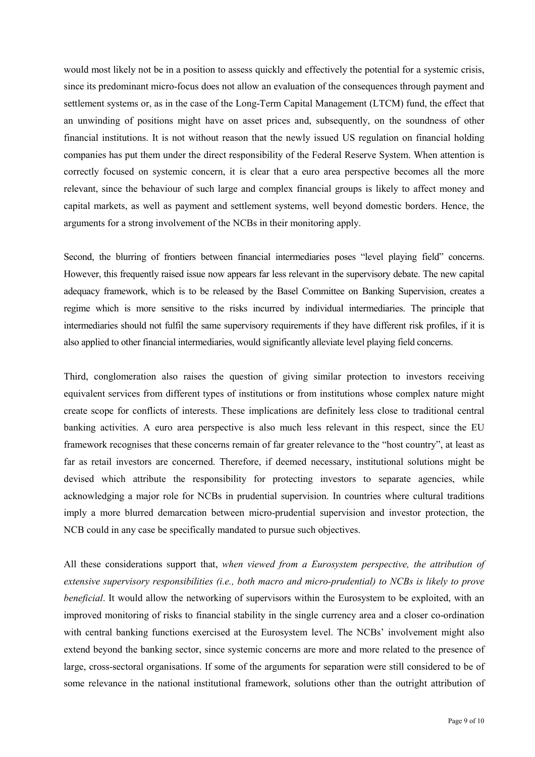would most likely not be in a position to assess quickly and effectively the potential for a systemic crisis, since its predominant micro-focus does not allow an evaluation of the consequences through payment and settlement systems or, as in the case of the Long-Term Capital Management (LTCM) fund, the effect that an unwinding of positions might have on asset prices and, subsequently, on the soundness of other financial institutions. It is not without reason that the newly issued US regulation on financial holding companies has put them under the direct responsibility of the Federal Reserve System. When attention is correctly focused on systemic concern, it is clear that a euro area perspective becomes all the more relevant, since the behaviour of such large and complex financial groups is likely to affect money and capital markets, as well as payment and settlement systems, well beyond domestic borders. Hence, the arguments for a strong involvement of the NCBs in their monitoring apply.

Second, the blurring of frontiers between financial intermediaries poses "level playing field" concerns. However, this frequently raised issue now appears far less relevant in the supervisory debate. The new capital adequacy framework, which is to be released by the Basel Committee on Banking Supervision, creates a regime which is more sensitive to the risks incurred by individual intermediaries. The principle that intermediaries should not fulfil the same supervisory requirements if they have different risk profiles, if it is also applied to other financial intermediaries, would significantly alleviate level playing field concerns.

Third, conglomeration also raises the question of giving similar protection to investors receiving equivalent services from different types of institutions or from institutions whose complex nature might create scope for conflicts of interests. These implications are definitely less close to traditional central banking activities. A euro area perspective is also much less relevant in this respect, since the EU framework recognises that these concerns remain of far greater relevance to the "host country", at least as far as retail investors are concerned. Therefore, if deemed necessary, institutional solutions might be devised which attribute the responsibility for protecting investors to separate agencies, while acknowledging a major role for NCBs in prudential supervision. In countries where cultural traditions imply a more blurred demarcation between micro-prudential supervision and investor protection, the NCB could in any case be specifically mandated to pursue such objectives.

All these considerations support that, *when viewed from a Eurosystem perspective, the attribution of extensive supervisory responsibilities (i.e., both macro and micro-prudential) to NCBs is likely to prove beneficial*. It would allow the networking of supervisors within the Eurosystem to be exploited, with an improved monitoring of risks to financial stability in the single currency area and a closer co-ordination with central banking functions exercised at the Eurosystem level. The NCBs' involvement might also extend beyond the banking sector, since systemic concerns are more and more related to the presence of large, cross-sectoral organisations. If some of the arguments for separation were still considered to be of some relevance in the national institutional framework, solutions other than the outright attribution of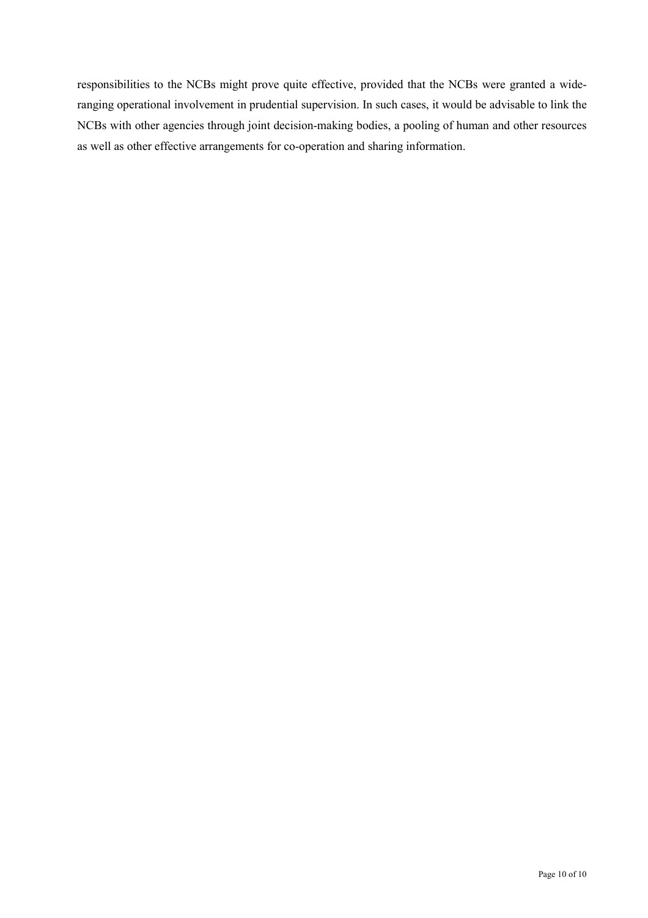responsibilities to the NCBs might prove quite effective, provided that the NCBs were granted a wide-ranging operational involvement in prudential supervision. In such cases, it would be advisable to link the NCBs with other agencies through joint decision-making bodies, a pooling of human and other resources as well as other effective arrangements for co-operation and sharing information.